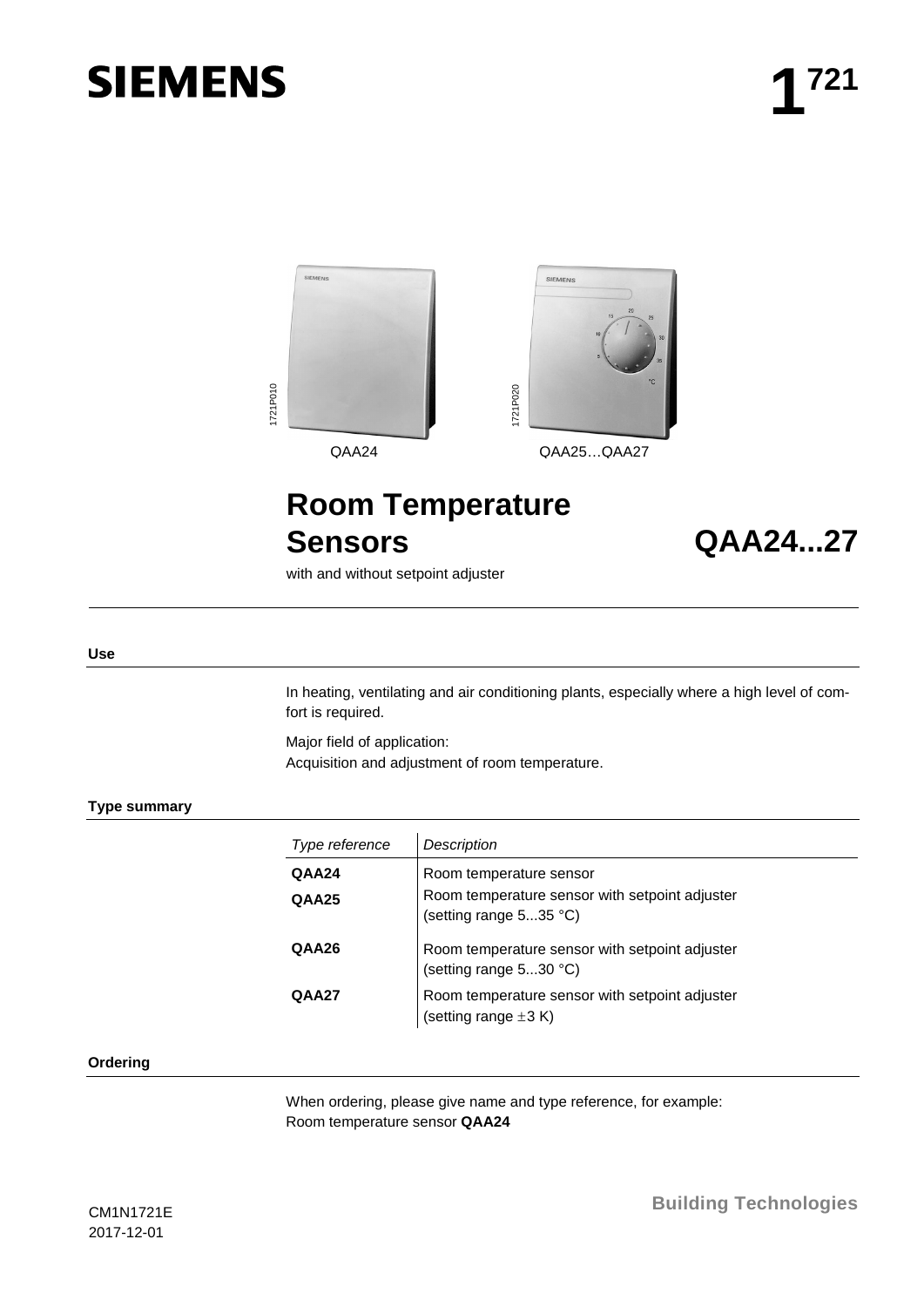# SIEMENS

# 1721

QAA24 QAA25…QAA27

# Room Temperature Sensors

# QAA24...27

with and without setpoint adjuster

## Use

In heating, ventilating and air conditioning plants, especially where a high level of comfort is required.

Major field of application:
Acquisition and adjustment of room temperature.

## Type summary

| *Type reference* | *Description* |
|---|---|
| **QAA24** | Room temperature sensor |
| **QAA25** | Room temperature sensor with setpoint adjuster (setting range 5...35 °C) |
| **QAA26** | Room temperature sensor with setpoint adjuster (setting range 5...30 °C) |
| **QAA27** | Room temperature sensor with setpoint adjuster (setting range ±3 K) |

## Ordering

When ordering, please give name and type reference, for example:
Room temperature sensor **QAA24**

CM1N1721E
2017-12-01

Building Technologies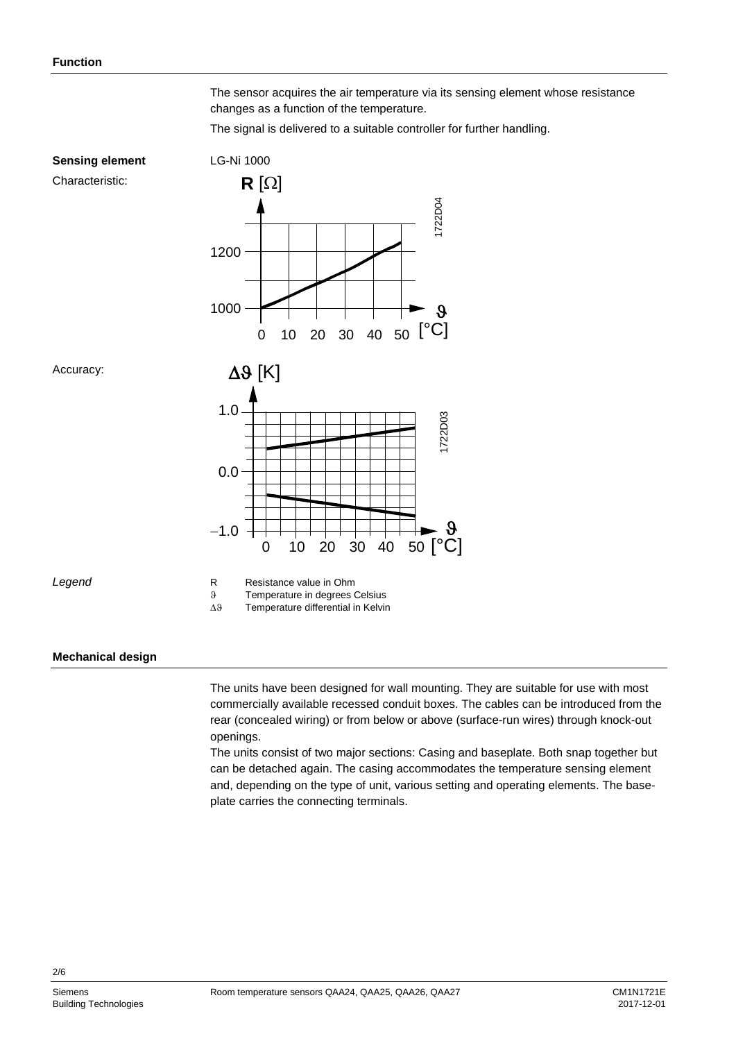## Function

The sensor acquires the air temperature via its sensing element whose resistance changes as a function of the temperature.

The signal is delivered to a suitable controller for further handling.

**Sensing element** LG-Ni 1000

Characteristic:

Accuracy:

*Legend*

- R Resistance value in Ohm
- $\vartheta$ Temperature in degrees Celsius
- $\Delta\vartheta$ Temperature differential in Kelvin

## Mechanical design

The units have been designed for wall mounting. They are suitable for use with most commercially available recessed conduit boxes. The cables can be introduced from the rear (concealed wiring) or from below or above (surface-run wires) through knock-out openings.
The units consist of two major sections: Casing and baseplate. Both snap together but can be detached again. The casing accommodates the temperature sensing element and, depending on the type of unit, various setting and operating elements. The baseplate carries the connecting terminals.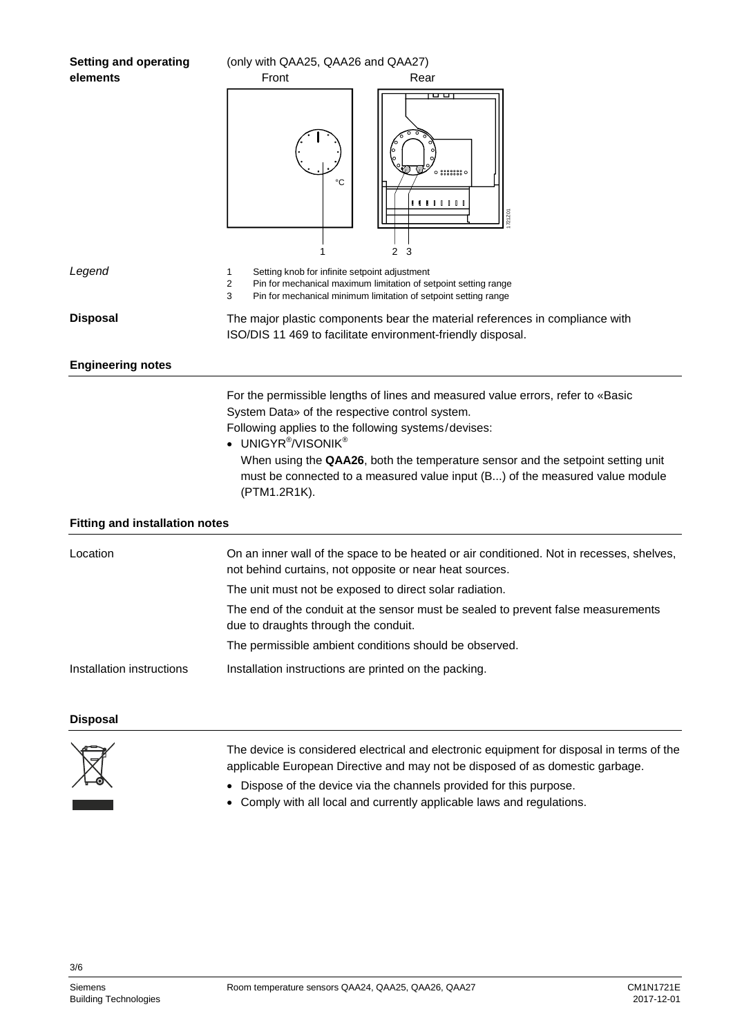**Setting and operating elements**

(only with QAA25, QAA26 and QAA27)

Front | Rear

*Legend*

1 Setting knob for infinite setpoint adjustment
2 Pin for mechanical maximum limitation of setpoint setting range
3 Pin for mechanical minimum limitation of setpoint setting range

**Disposal**

The major plastic components bear the material references in compliance with ISO/DIS 11 469 to facilitate environment-friendly disposal.

## Engineering notes

For the permissible lengths of lines and measured value errors, refer to «Basic System Data» of the respective control system.

Following applies to the following systems/devises:

- UNIGYR®/VISONIK®
  When using the **QAA26**, both the temperature sensor and the setpoint setting unit must be connected to a measured value input (B...) of the measured value module (PTM1.2R1K).

## Fitting and installation notes

Location

On an inner wall of the space to be heated or air conditioned. Not in recesses, shelves, not behind curtains, not opposite or near heat sources.

The unit must not be exposed to direct solar radiation.

The end of the conduit at the sensor must be sealed to prevent false measurements due to draughts through the conduit.

The permissible ambient conditions should be observed.

Installation instructions

Installation instructions are printed on the packing.

## Disposal

The device is considered electrical and electronic equipment for disposal in terms of the applicable European Directive and may not be disposed of as domestic garbage.

- Dispose of the device via the channels provided for this purpose.
- Comply with all local and currently applicable laws and regulations.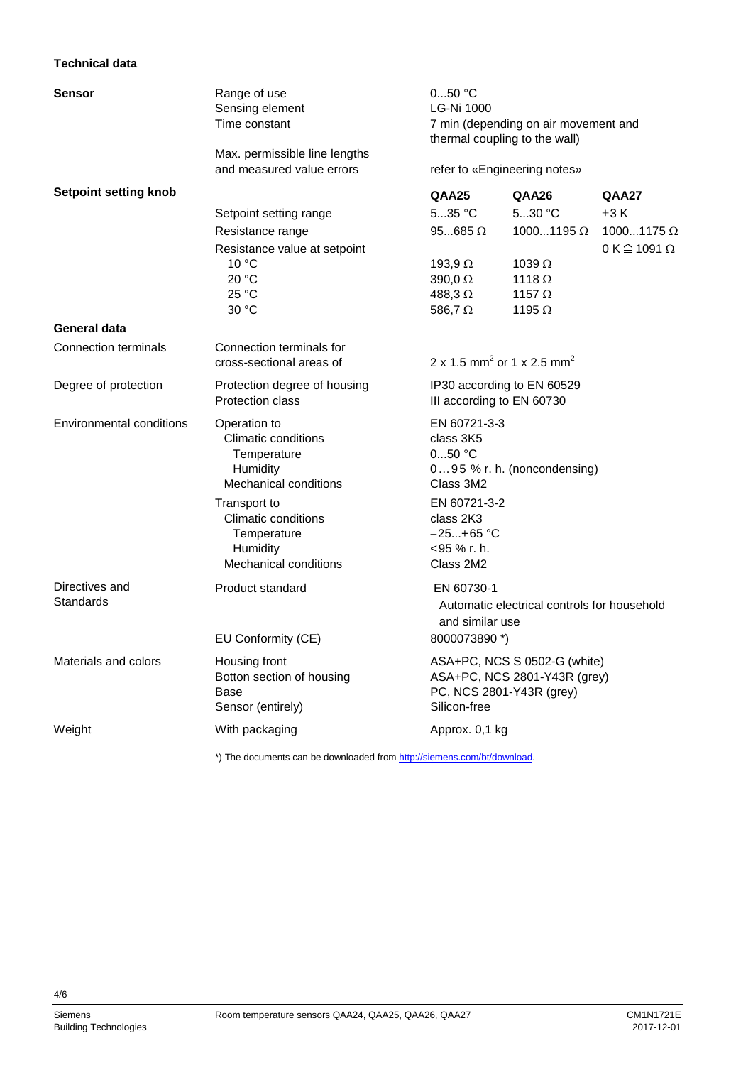## Technical data

| | | | | |
|---|---|---|---|---|
| **Sensor** | Range of use | 0...50 °C | | |
| | Sensing element | LG-Ni 1000 | | |
| | Time constant | 7 min (depending on air movement and thermal coupling to the wall) | | |
| | Max. permissible line lengths and measured value errors | refer to «Engineering notes» | | |
| **Setpoint setting knob** | | **QAA25** | **QAA26** | **QAA27** |
| | Setpoint setting range | 5...35 °C | 5...30 °C | ±3 K |
| | Resistance range | 95...685 Ω | 1000...1195 Ω | 1000...1175 Ω |
| | Resistance value at setpoint | | | 0 K ≙ 1091 Ω |
| | 10 °C | 193,9 Ω | 1039 Ω | |
| | 20 °C | 390,0 Ω | 1118 Ω | |
| | 25 °C | 488,3 Ω | 1157 Ω | |
| | 30 °C | 586,7 Ω | 1195 Ω | |
| **General data** | | | | |
| Connection terminals | Connection terminals for cross-sectional areas of | 2 x 1.5 mm² or 1 x 2.5 mm² | | |
| Degree of protection | Protection degree of housing | IP30 according to EN 60529 | | |
| | Protection class | III according to EN 60730 | | |
| Environmental conditions | Operation to | EN 60721-3-3 | | |
| | Climatic conditions | class 3K5 | | |
| | Temperature | 0...50 °C | | |
| | Humidity | 0…95 % r. h. (noncondensing) | | |
| | Mechanical conditions | Class 3M2 | | |
| | Transport to | EN 60721-3-2 | | |
| | Climatic conditions | class 2K3 | | |
| | Temperature | −25...+65 °C | | |
| | Humidity | <95 % r. h. | | |
| | Mechanical conditions | Class 2M2 | | |
| Directives and Standards | Product standard | EN 60730-1 Automatic electrical controls for household and similar use | | |
| | EU Conformity (CE) | 8000073890 *) | | |
| Materials and colors | Housing front | ASA+PC, NCS S 0502-G (white) | | |
| | Botton section of housing | ASA+PC, NCS 2801-Y43R (grey) | | |
| | Base | PC, NCS 2801-Y43R (grey) | | |
| | Sensor (entirely) | Silicon-free | | |
| Weight | With packaging | Approx. 0,1 kg | | |

*) The documents can be downloaded from http://siemens.com/bt/download.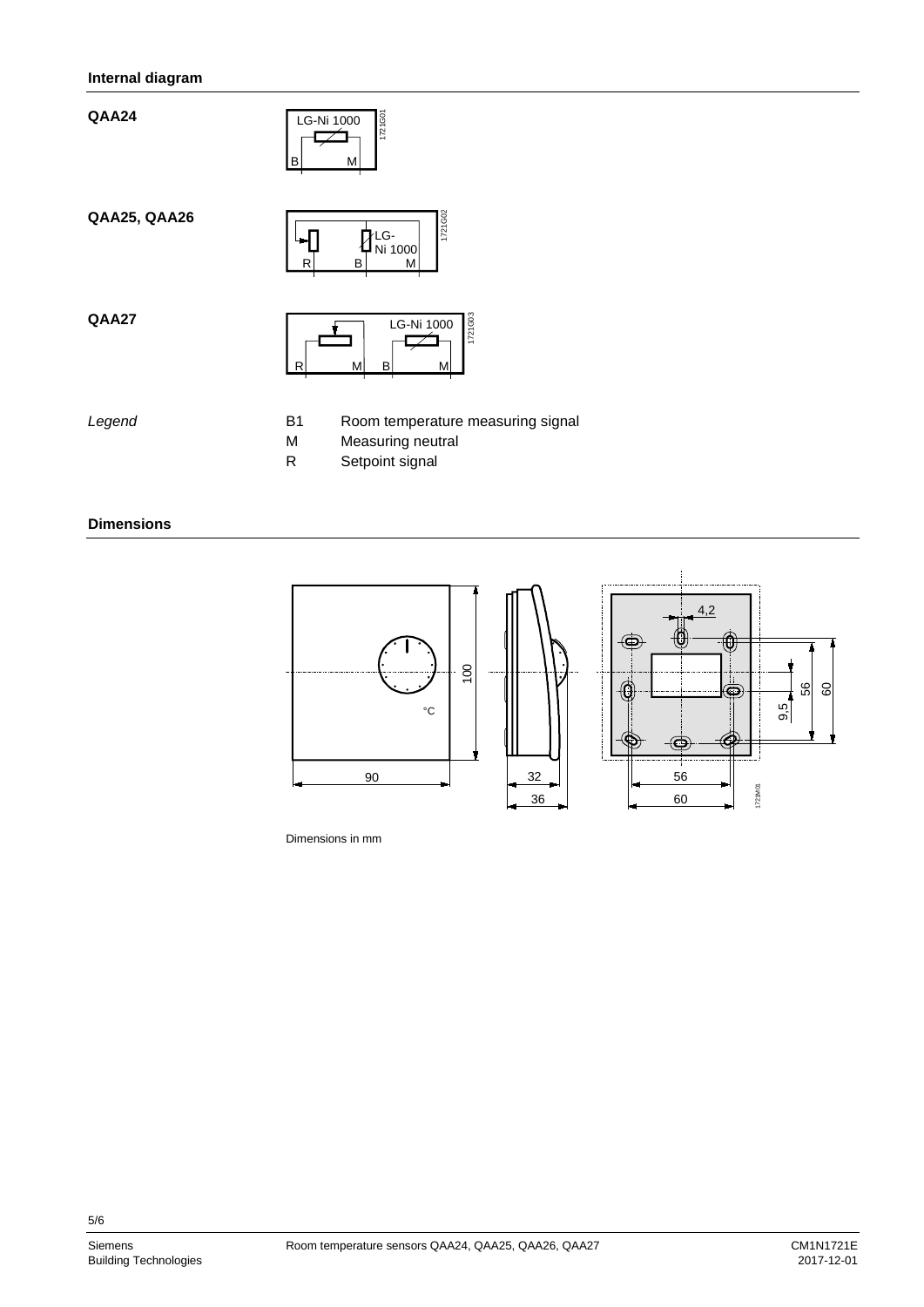## Internal diagram

**QAA24**

**QAA25, QAA26**

**QAA27**

*Legend*

B1 Room temperature measuring signal
M Measuring neutral
R Setpoint signal

## Dimensions

Dimensions in mm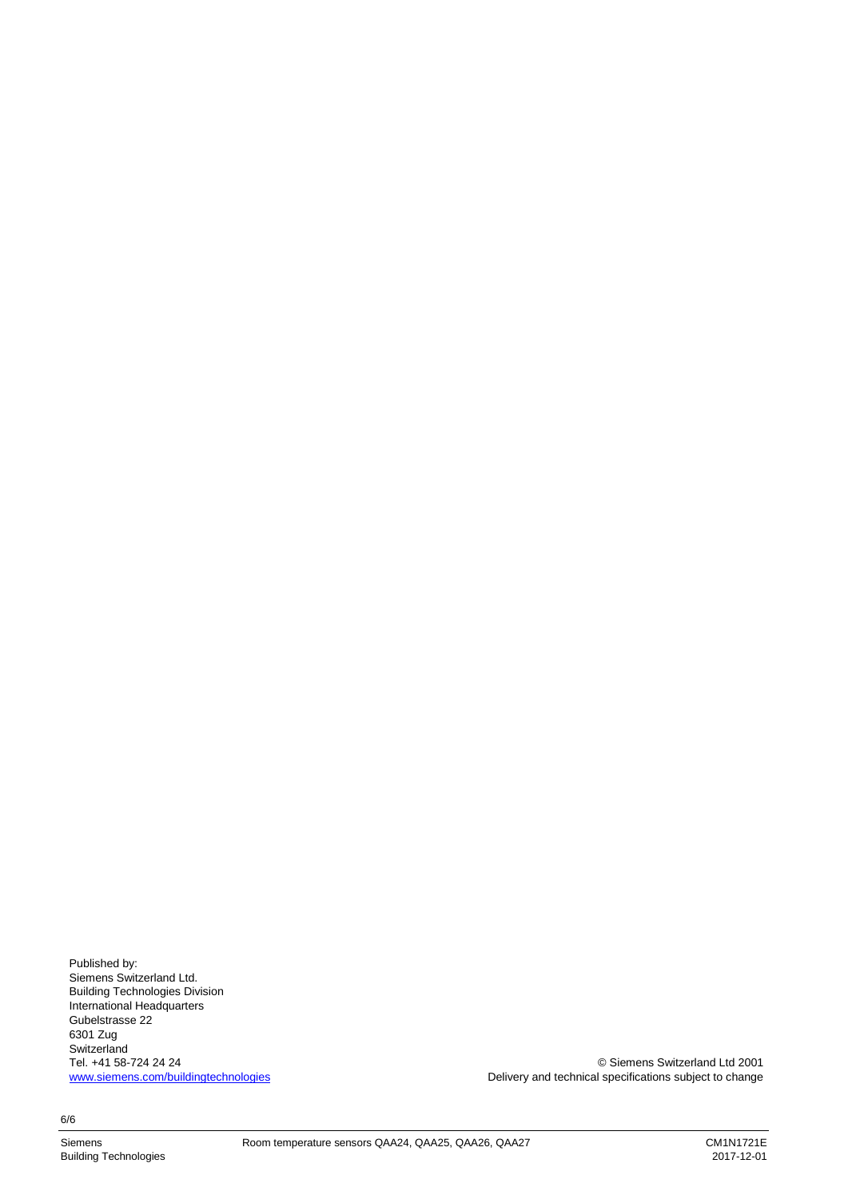Published by:
Siemens Switzerland Ltd.
Building Technologies Division
International Headquarters
Gubelstrasse 22
6301 Zug
Switzerland
Tel. +41 58-724 24 24
www.siemens.com/buildingtechnologies

© Siemens Switzerland Ltd 2001
Delivery and technical specifications subject to change